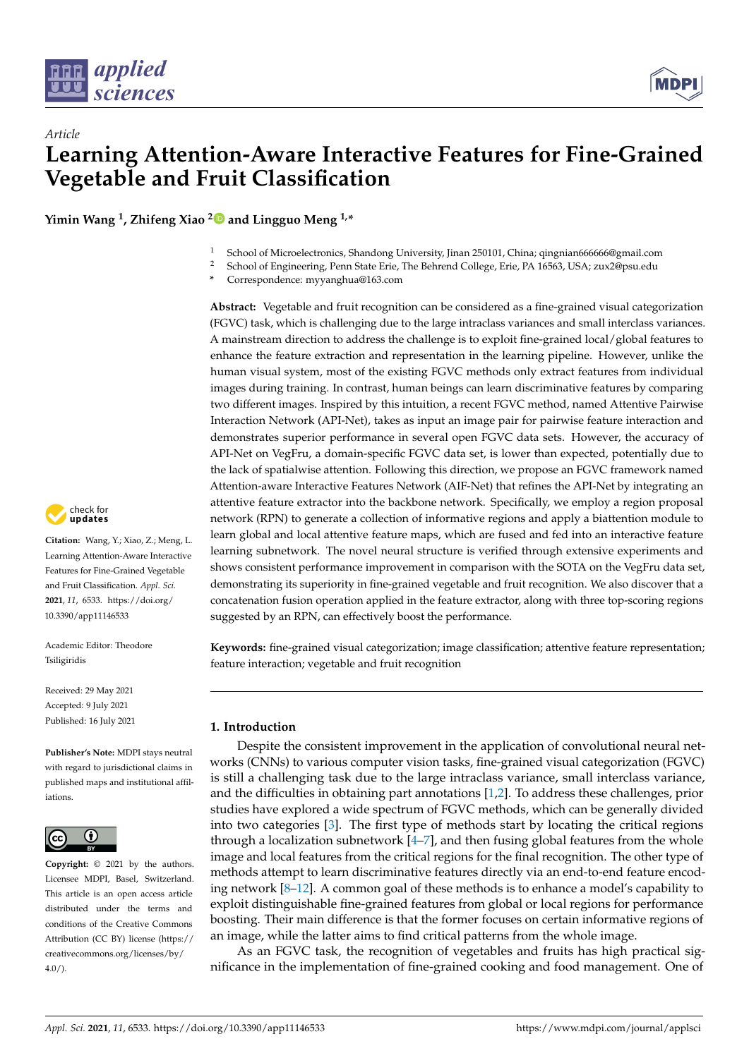*Article*

# Learning Attention-Aware Interactive Features for Fine-Grained Vegetable and Fruit Classification

**Yimin Wang [1], Zhifeng Xiao [2] and Lingguo Meng [1,*]**

[1] School of Microelectronics, Shandong University, Jinan 250101, China; qingnian666666@gmail.com
[2] School of Engineering, Penn State Erie, The Behrend College, Erie, PA 16563, USA; zux2@psu.edu
* Correspondence: myyanghua@163.com

**Abstract:** Vegetable and fruit recognition can be considered as a fine-grained visual categorization (FGVC) task, which is challenging due to the large intraclass variances and small interclass variances. A mainstream direction to address the challenge is to exploit fine-grained local/global features to enhance the feature extraction and representation in the learning pipeline. However, unlike the human visual system, most of the existing FGVC methods only extract features from individual images during training. In contrast, human beings can learn discriminative features by comparing two different images. Inspired by this intuition, a recent FGVC method, named Attentive Pairwise Interaction Network (API-Net), takes as input an image pair for pairwise feature interaction and demonstrates superior performance in several open FGVC data sets. However, the accuracy of API-Net on VegFru, a domain-specific FGVC data set, is lower than expected, potentially due to the lack of spatialwise attention. Following this direction, we propose an FGVC framework named Attention-aware Interactive Features Network (AIF-Net) that refines the API-Net by integrating an attentive feature extractor into the backbone network. Specifically, we employ a region proposal network (RPN) to generate a collection of informative regions and apply a biattention module to learn global and local attentive feature maps, which are fused and fed into an interactive feature learning subnetwork. The novel neural structure is verified through extensive experiments and shows consistent performance improvement in comparison with the SOTA on the VegFru data set, demonstrating its superiority in fine-grained vegetable and fruit recognition. We also discover that a concatenation fusion operation applied in the feature extractor, along with three top-scoring regions suggested by an RPN, can effectively boost the performance.

**Keywords:** fine-grained visual categorization; image classification; attentive feature representation; feature interaction; vegetable and fruit recognition

**Citation:** Wang, Y.; Xiao, Z.; Meng, L. Learning Attention-Aware Interactive Features for Fine-Grained Vegetable and Fruit Classification. *Appl. Sci.* **2021**, *11*, 6533. https://doi.org/10.3390/app11146533

Academic Editor: Theodore Tsiligiridis

Received: 29 May 2021
Accepted: 9 July 2021
Published: 16 July 2021

**Publisher's Note:** MDPI stays neutral with regard to jurisdictional claims in published maps and institutional affiliations.

**Copyright:** © 2021 by the authors. Licensee MDPI, Basel, Switzerland. This article is an open access article distributed under the terms and conditions of the Creative Commons Attribution (CC BY) license (https://creativecommons.org/licenses/by/4.0/).

## 1. Introduction

Despite the consistent improvement in the application of convolutional neural networks (CNNs) to various computer vision tasks, fine-grained visual categorization (FGVC) is still a challenging task due to the large intraclass variance, small interclass variance, and the difficulties in obtaining part annotations [1,2]. To address these challenges, prior studies have explored a wide spectrum of FGVC methods, which can be generally divided into two categories [3]. The first type of methods start by locating the critical regions through a localization subnetwork [4–7], and then fusing global features from the whole image and local features from the critical regions for the final recognition. The other type of methods attempt to learn discriminative features directly via an end-to-end feature encoding network [8–12]. A common goal of these methods is to enhance a model's capability to exploit distinguishable fine-grained features from global or local regions for performance boosting. Their main difference is that the former focuses on certain informative regions of an image, while the latter aims to find critical patterns from the whole image.

As an FGVC task, the recognition of vegetables and fruits has high practical significance in the implementation of fine-grained cooking and food management. One of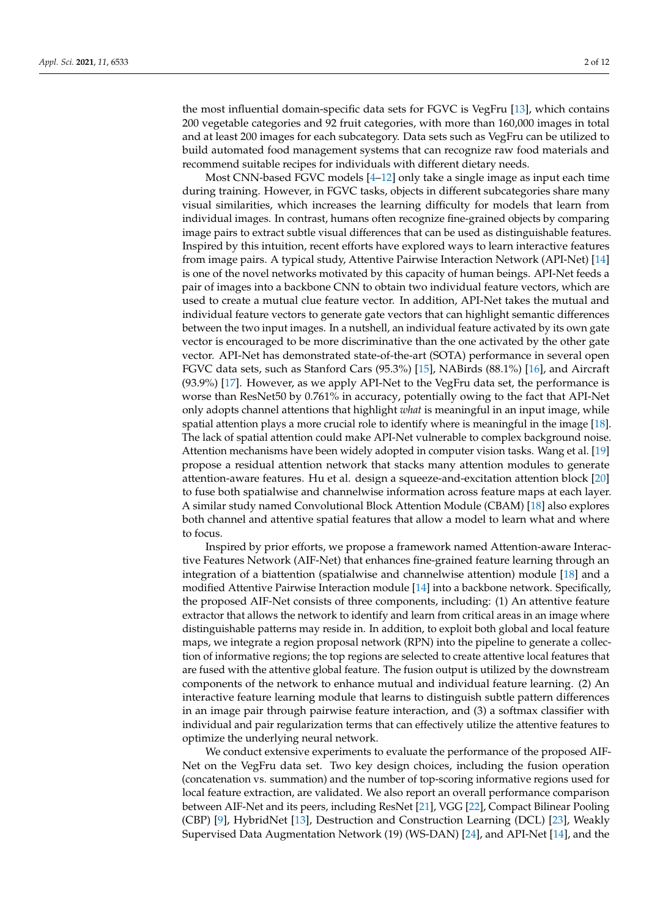the most influential domain-specific data sets for FGVC is VegFru [13], which contains 200 vegetable categories and 92 fruit categories, with more than 160,000 images in total and at least 200 images for each subcategory. Data sets such as VegFru can be utilized to build automated food management systems that can recognize raw food materials and recommend suitable recipes for individuals with different dietary needs.

Most CNN-based FGVC models [4–12] only take a single image as input each time during training. However, in FGVC tasks, objects in different subcategories share many visual similarities, which increases the learning difficulty for models that learn from individual images. In contrast, humans often recognize fine-grained objects by comparing image pairs to extract subtle visual differences that can be used as distinguishable features. Inspired by this intuition, recent efforts have explored ways to learn interactive features from image pairs. A typical study, Attentive Pairwise Interaction Network (API-Net) [14] is one of the novel networks motivated by this capacity of human beings. API-Net feeds a pair of images into a backbone CNN to obtain two individual feature vectors, which are used to create a mutual clue feature vector. In addition, API-Net takes the mutual and individual feature vectors to generate gate vectors that can highlight semantic differences between the two input images. In a nutshell, an individual feature activated by its own gate vector is encouraged to be more discriminative than the one activated by the other gate vector. API-Net has demonstrated state-of-the-art (SOTA) performance in several open FGVC data sets, such as Stanford Cars (95.3%) [15], NABirds (88.1%) [16], and Aircraft (93.9%) [17]. However, as we apply API-Net to the VegFru data set, the performance is worse than ResNet50 by 0.761% in accuracy, potentially owing to the fact that API-Net only adopts channel attentions that highlight *what* is meaningful in an input image, while spatial attention plays a more crucial role to identify where is meaningful in the image [18]. The lack of spatial attention could make API-Net vulnerable to complex background noise. Attention mechanisms have been widely adopted in computer vision tasks. Wang et al. [19] propose a residual attention network that stacks many attention modules to generate attention-aware features. Hu et al. design a squeeze-and-excitation attention block [20] to fuse both spatialwise and channelwise information across feature maps at each layer. A similar study named Convolutional Block Attention Module (CBAM) [18] also explores both channel and attentive spatial features that allow a model to learn what and where to focus.

Inspired by prior efforts, we propose a framework named Attention-aware Interactive Features Network (AIF-Net) that enhances fine-grained feature learning through an integration of a biattention (spatialwise and channelwise attention) module [18] and a modified Attentive Pairwise Interaction module [14] into a backbone network. Specifically, the proposed AIF-Net consists of three components, including: (1) An attentive feature extractor that allows the network to identify and learn from critical areas in an image where distinguishable patterns may reside in. In addition, to exploit both global and local feature maps, we integrate a region proposal network (RPN) into the pipeline to generate a collection of informative regions; the top regions are selected to create attentive local features that are fused with the attentive global feature. The fusion output is utilized by the downstream components of the network to enhance mutual and individual feature learning. (2) An interactive feature learning module that learns to distinguish subtle pattern differences in an image pair through pairwise feature interaction, and (3) a softmax classifier with individual and pair regularization terms that can effectively utilize the attentive features to optimize the underlying neural network.

We conduct extensive experiments to evaluate the performance of the proposed AIF-Net on the VegFru data set. Two key design choices, including the fusion operation (concatenation vs. summation) and the number of top-scoring informative regions used for local feature extraction, are validated. We also report an overall performance comparison between AIF-Net and its peers, including ResNet [21], VGG [22], Compact Bilinear Pooling (CBP) [9], HybridNet [13], Destruction and Construction Learning (DCL) [23], Weakly Supervised Data Augmentation Network (19) (WS-DAN) [24], and API-Net [14], and the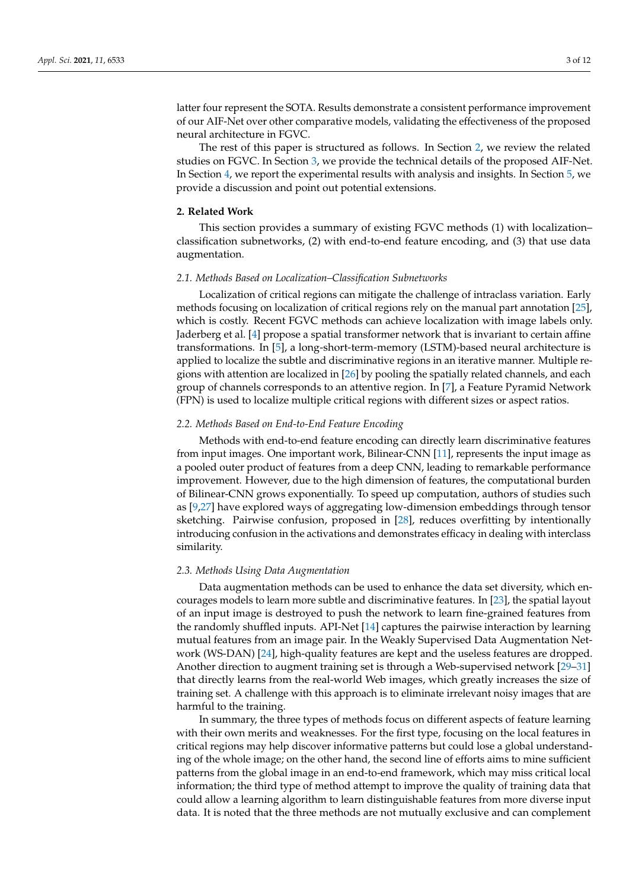latter four represent the SOTA. Results demonstrate a consistent performance improvement of our AIF-Net over other comparative models, validating the effectiveness of the proposed neural architecture in FGVC.

The rest of this paper is structured as follows. In Section 2, we review the related studies on FGVC. In Section 3, we provide the technical details of the proposed AIF-Net. In Section 4, we report the experimental results with analysis and insights. In Section 5, we provide a discussion and point out potential extensions.

## 2. Related Work

This section provides a summary of existing FGVC methods (1) with localization–classification subnetworks, (2) with end-to-end feature encoding, and (3) that use data augmentation.

### 2.1. Methods Based on Localization–Classification Subnetworks

Localization of critical regions can mitigate the challenge of intraclass variation. Early methods focusing on localization of critical regions rely on the manual part annotation [25], which is costly. Recent FGVC methods can achieve localization with image labels only. Jaderberg et al. [4] propose a spatial transformer network that is invariant to certain affine transformations. In [5], a long-short-term-memory (LSTM)-based neural architecture is applied to localize the subtle and discriminative regions in an iterative manner. Multiple regions with attention are localized in [26] by pooling the spatially related channels, and each group of channels corresponds to an attentive region. In [7], a Feature Pyramid Network (FPN) is used to localize multiple critical regions with different sizes or aspect ratios.

### 2.2. Methods Based on End-to-End Feature Encoding

Methods with end-to-end feature encoding can directly learn discriminative features from input images. One important work, Bilinear-CNN [11], represents the input image as a pooled outer product of features from a deep CNN, leading to remarkable performance improvement. However, due to the high dimension of features, the computational burden of Bilinear-CNN grows exponentially. To speed up computation, authors of studies such as [9,27] have explored ways of aggregating low-dimension embeddings through tensor sketching. Pairwise confusion, proposed in [28], reduces overfitting by intentionally introducing confusion in the activations and demonstrates efficacy in dealing with interclass similarity.

### 2.3. Methods Using Data Augmentation

Data augmentation methods can be used to enhance the data set diversity, which encourages models to learn more subtle and discriminative features. In [23], the spatial layout of an input image is destroyed to push the network to learn fine-grained features from the randomly shuffled inputs. API-Net [14] captures the pairwise interaction by learning mutual features from an image pair. In the Weakly Supervised Data Augmentation Network (WS-DAN) [24], high-quality features are kept and the useless features are dropped. Another direction to augment training set is through a Web-supervised network [29–31] that directly learns from the real-world Web images, which greatly increases the size of training set. A challenge with this approach is to eliminate irrelevant noisy images that are harmful to the training.

In summary, the three types of methods focus on different aspects of feature learning with their own merits and weaknesses. For the first type, focusing on the local features in critical regions may help discover informative patterns but could lose a global understanding of the whole image; on the other hand, the second line of efforts aims to mine sufficient patterns from the global image in an end-to-end framework, which may miss critical local information; the third type of method attempt to improve the quality of training data that could allow a learning algorithm to learn distinguishable features from more diverse input data. It is noted that the three methods are not mutually exclusive and can complement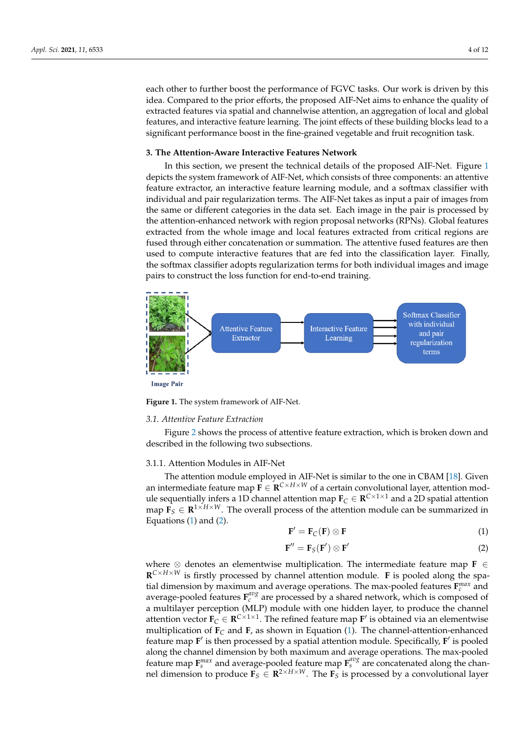each other to further boost the performance of FGVC tasks. Our work is driven by this idea. Compared to the prior efforts, the proposed AIF-Net aims to enhance the quality of extracted features via spatial and channelwise attention, an aggregation of local and global features, and interactive feature learning. The joint effects of these building blocks lead to a significant performance boost in the fine-grained vegetable and fruit recognition task.

## 3. The Attention-Aware Interactive Features Network

In this section, we present the technical details of the proposed AIF-Net. Figure 1 depicts the system framework of AIF-Net, which consists of three components: an attentive feature extractor, an interactive feature learning module, and a softmax classifier with individual and pair regularization terms. The AIF-Net takes as input a pair of images from the same or different categories in the data set. Each image in the pair is processed by the attention-enhanced network with region proposal networks (RPNs). Global features extracted from the whole image and local features extracted from critical regions are fused through either concatenation or summation. The attentive fused features are then used to compute interactive features that are fed into the classification layer. Finally, the softmax classifier adopts regularization terms for both individual images and image pairs to construct the loss function for end-to-end training.

Image Pair

Attentive Feature Extractor

Interactive Feature Learning

Softmax Classifier with individual and pair regularization terms

**Figure 1.** The system framework of AIF-Net.

### 3.1. Attentive Feature Extraction

Figure 2 shows the process of attentive feature extraction, which is broken down and described in the following two subsections.

#### 3.1.1. Attention Modules in AIF-Net

The attention module employed in AIF-Net is similar to the one in CBAM [18]. Given an intermediate feature map $\mathbf{F} \in \mathbf{R}^{C \times H \times W}$ of a certain convolutional layer, attention module sequentially infers a 1D channel attention map $\mathbf{F}_C \in \mathbf{R}^{C \times 1 \times 1}$ and a 2D spatial attention map $\mathbf{F}_S \in \mathbf{R}^{1 \times H \times W}$. The overall process of the attention module can be summarized in Equations (1) and (2).

$$\mathbf{F}' = \mathbf{F}_C(\mathbf{F}) \otimes \mathbf{F} \tag{1}$$

$$\mathbf{F}'' = \mathbf{F}_S(\mathbf{F}') \otimes \mathbf{F}' \tag{2}$$

where $\otimes$ denotes an elementwise multiplication. The intermediate feature map $\mathbf{F} \in \mathbf{R}^{C \times H \times W}$ is firstly processed by channel attention module. $\mathbf{F}$ is pooled along the spatial dimension by maximum and average operations. The max-pooled features $\mathbf{F}_c^{max}$ and average-pooled features $\mathbf{F}_c^{avg}$ are processed by a shared network, which is composed of a multilayer perception (MLP) module with one hidden layer, to produce the channel attention vector $\mathbf{F}_C \in \mathbf{R}^{C \times 1 \times 1}$. The refined feature map $\mathbf{F}'$ is obtained via an elementwise multiplication of $\mathbf{F}_C$ and $\mathbf{F}$, as shown in Equation (1). The channel-attention-enhanced feature map $\mathbf{F}'$ is then processed by a spatial attention module. Specifically, $\mathbf{F}'$ is pooled along the channel dimension by both maximum and average operations. The max-pooled feature map $\mathbf{F}_s^{max}$ and average-pooled feature map $\mathbf{F}_s^{avg}$ are concatenated along the channel dimension to produce $\mathbf{F}_S \in \mathbf{R}^{2 \times H \times W}$. The $\mathbf{F}_S$ is processed by a convolutional layer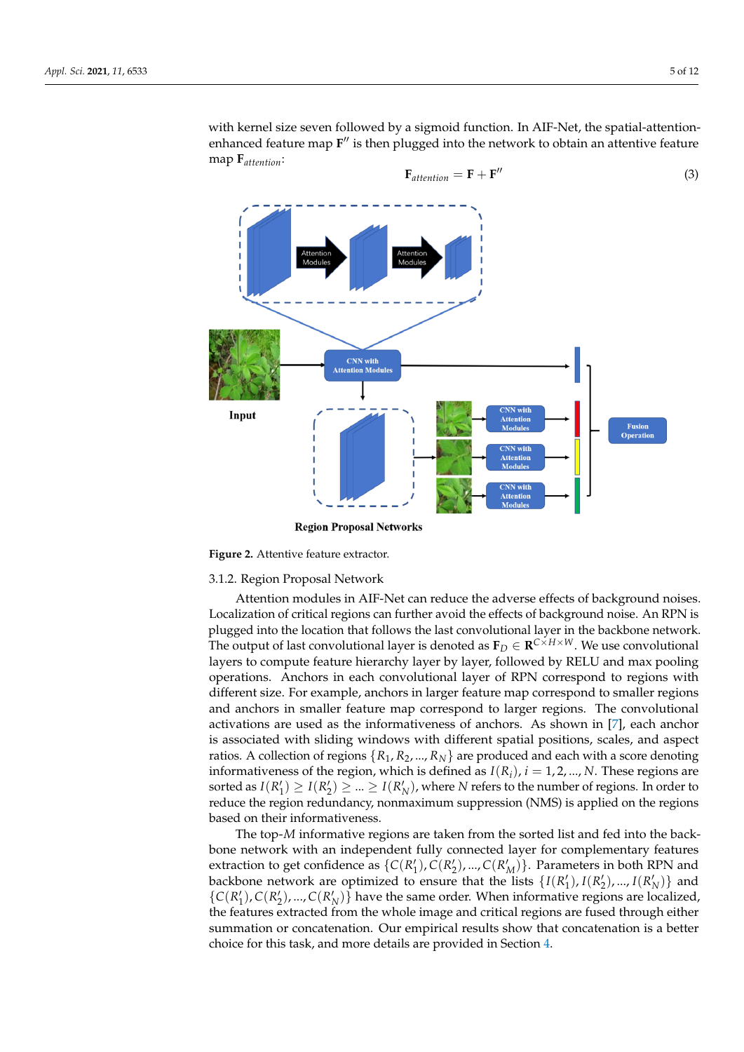with kernel size seven followed by a sigmoid function. In AIF-Net, the spatial-attention-enhanced feature map $\mathbf{F}''$ is then plugged into the network to obtain an attentive feature map $\mathbf{F}_{attention}$:

$$\mathbf{F}_{attention} = \mathbf{F} + \mathbf{F}'' \tag{3}$$

**Figure 2.** Attentive feature extractor.

### 3.1.2. Region Proposal Network

Attention modules in AIF-Net can reduce the adverse effects of background noises. Localization of critical regions can further avoid the effects of background noise. An RPN is plugged into the location that follows the last convolutional layer in the backbone network. The output of last convolutional layer is denoted as $\mathbf{F}_D \in \mathbf{R}^{C \times H \times W}$. We use convolutional layers to compute feature hierarchy layer by layer, followed by RELU and max pooling operations. Anchors in each convolutional layer of RPN correspond to regions with different size. For example, anchors in larger feature map correspond to smaller regions and anchors in smaller feature map correspond to larger regions. The convolutional activations are used as the informativeness of anchors. As shown in [7], each anchor is associated with sliding windows with different spatial positions, scales, and aspect ratios. A collection of regions $\{R_1, R_2, ..., R_N\}$ are produced and each with a score denoting informativeness of the region, which is defined as $I(R_i), i = 1, 2, ..., N$. These regions are sorted as $I(R'_1) \geq I(R'_2) \geq ... \geq I(R'_N)$, where $N$ refers to the number of regions. In order to reduce the region redundancy, nonmaximum suppression (NMS) is applied on the regions based on their informativeness.

The top-$M$ informative regions are taken from the sorted list and fed into the backbone network with an independent fully connected layer for complementary features extraction to get confidence as $\{C(R'_1), C(R'_2), ..., C(R'_M)\}$. Parameters in both RPN and backbone network are optimized to ensure that the lists $\{I(R'_1), I(R'_2), ..., I(R'_N)\}$ and $\{C(R'_1), C(R'_2), ..., C(R'_N)\}$ have the same order. When informative regions are localized, the features extracted from the whole image and critical regions are fused through either summation or concatenation. Our empirical results show that concatenation is a better choice for this task, and more details are provided in Section 4.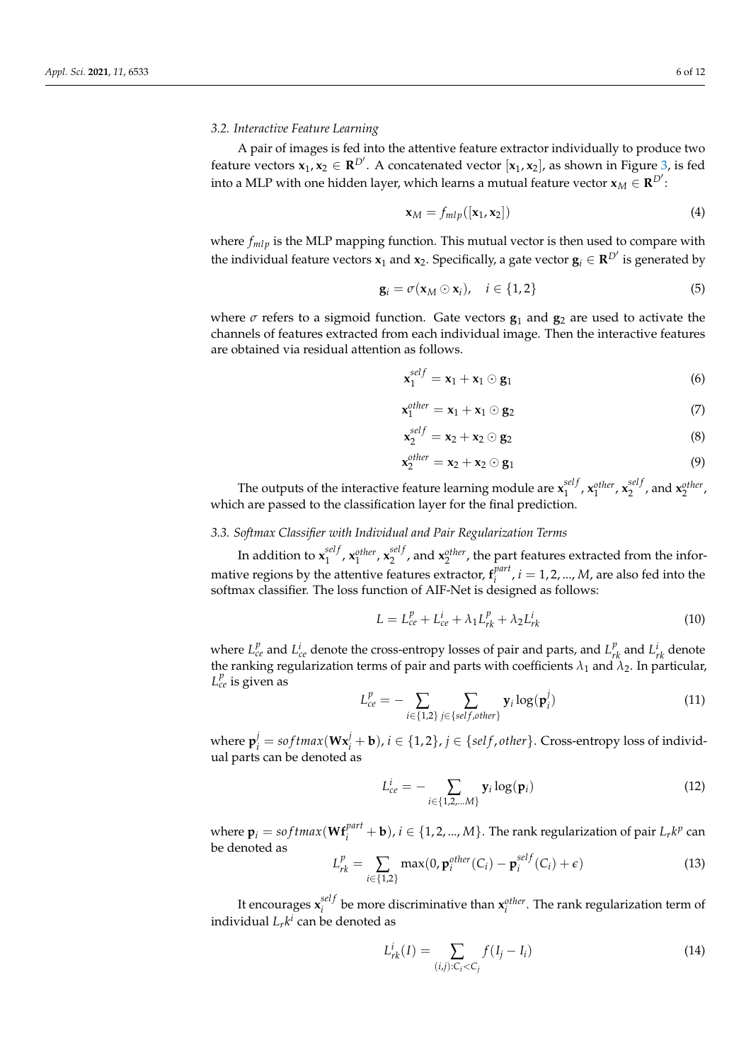### 3.2. Interactive Feature Learning

A pair of images is fed into the attentive feature extractor individually to produce two feature vectors $\mathbf{x}_1, \mathbf{x}_2 \in \mathbf{R}^{D'}$. A concatenated vector $[\mathbf{x}_1, \mathbf{x}_2]$, as shown in Figure 3, is fed into a MLP with one hidden layer, which learns a mutual feature vector $\mathbf{x}_M \in \mathbf{R}^{D'}$:

$$\mathbf{x}_M = f_{mlp}([\mathbf{x}_1, \mathbf{x}_2]) \tag{4}$$

where $f_{mlp}$ is the MLP mapping function. This mutual vector is then used to compare with the individual feature vectors $\mathbf{x}_1$ and $\mathbf{x}_2$. Specifically, a gate vector $\mathbf{g}_i \in \mathbf{R}^{D'}$ is generated by

$$\mathbf{g}_i = \sigma(\mathbf{x}_M \odot \mathbf{x}_i), \quad i \in \{1, 2\} \tag{5}$$

where $\sigma$ refers to a sigmoid function. Gate vectors $\mathbf{g}_1$ and $\mathbf{g}_2$ are used to activate the channels of features extracted from each individual image. Then the interactive features are obtained via residual attention as follows.

$$\mathbf{x}_1^{self} = \mathbf{x}_1 + \mathbf{x}_1 \odot \mathbf{g}_1 \tag{6}$$

$$\mathbf{x}_1^{other} = \mathbf{x}_1 + \mathbf{x}_1 \odot \mathbf{g}_2 \tag{7}$$

$$\mathbf{x}_2^{self} = \mathbf{x}_2 + \mathbf{x}_2 \odot \mathbf{g}_2 \tag{8}$$

$$\mathbf{x}_2^{other} = \mathbf{x}_2 + \mathbf{x}_2 \odot \mathbf{g}_1 \tag{9}$$

The outputs of the interactive feature learning module are $\mathbf{x}_1^{self}$, $\mathbf{x}_1^{other}$, $\mathbf{x}_2^{self}$, and $\mathbf{x}_2^{other}$, which are passed to the classification layer for the final prediction.

### 3.3. Softmax Classifier with Individual and Pair Regularization Terms

In addition to $\mathbf{x}_1^{self}$, $\mathbf{x}_1^{other}$, $\mathbf{x}_2^{self}$, and $\mathbf{x}_2^{other}$, the part features extracted from the informative regions by the attentive features extractor, $\mathbf{f}_i^{part}, i = 1, 2, ..., M$, are also fed into the softmax classifier. The loss function of AIF-Net is designed as follows:

$$L = L_{ce}^p + L_{ce}^i + \lambda_1 L_{rk}^p + \lambda_2 L_{rk}^i \tag{10}$$

where $L_{ce}^p$ and $L_{ce}^i$ denote the cross-entropy losses of pair and parts, and $L_{rk}^p$ and $L_{rk}^i$ denote the ranking regularization terms of pair and parts with coefficients $\lambda_1$ and $\lambda_2$. In particular, $L_{ce}^p$ is given as

$$L_{ce}^p = -\sum_{i \in \{1,2\}} \sum_{j \in \{self, other\}} \mathbf{y}_i \log(\mathbf{p}_i^j) \tag{11}$$

where $\mathbf{p}_i^j = softmax(\mathbf{W}\mathbf{x}_i^j + \mathbf{b})$, $i \in \{1, 2\}$, $j \in \{self, other\}$. Cross-entropy loss of individual parts can be denoted as

$$L_{ce}^i = -\sum_{i \in \{1,2,...M\}} \mathbf{y}_i \log(\mathbf{p}_i) \tag{12}$$

where $\mathbf{p}_i = softmax(\mathbf{W}\mathbf{f}_i^{part} + \mathbf{b})$, $i \in \{1, 2, ..., M\}$. The rank regularization of pair $L_r k^p$ can be denoted as

$$L_{rk}^p = \sum_{i \in \{1,2\}} \max(0, \mathbf{p}_i^{other}(C_i) - \mathbf{p}_i^{self}(C_i) + \epsilon) \tag{13}$$

It encourages $\mathbf{x}_i^{self}$ be more discriminative than $\mathbf{x}_i^{other}$. The rank regularization term of individual $L_r k^i$ can be denoted as

$$L_{rk}^i(I) = \sum_{(i,j):C_i < C_j} f(I_j - I_i) \tag{14}$$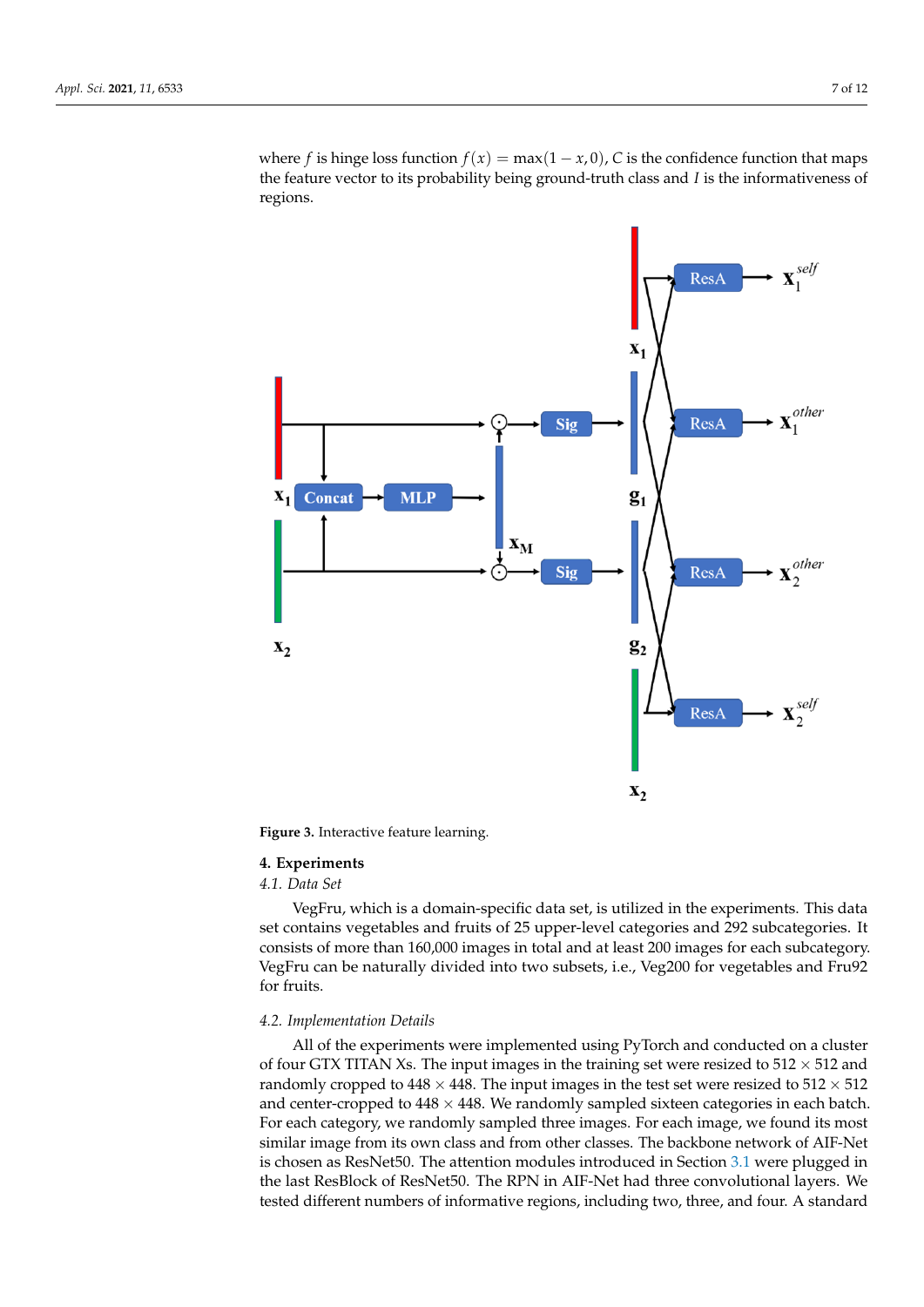where $f$ is hinge loss function $f(x) = \max(1 - x, 0)$, $C$ is the confidence function that maps the feature vector to its probability being ground-truth class and $I$ is the informativeness of regions.

**Figure 3.** Interactive feature learning.

## 4. Experiments

### 4.1. Data Set

VegFru, which is a domain-specific data set, is utilized in the experiments. This data set contains vegetables and fruits of 25 upper-level categories and 292 subcategories. It consists of more than 160,000 images in total and at least 200 images for each subcategory. VegFru can be naturally divided into two subsets, i.e., Veg200 for vegetables and Fru92 for fruits.

### 4.2. Implementation Details

All of the experiments were implemented using PyTorch and conducted on a cluster of four GTX TITAN Xs. The input images in the training set were resized to $512 \times 512$ and randomly cropped to $448 \times 448$. The input images in the test set were resized to $512 \times 512$ and center-cropped to $448 \times 448$. We randomly sampled sixteen categories in each batch. For each category, we randomly sampled three images. For each image, we found its most similar image from its own class and from other classes. The backbone network of AIF-Net is chosen as ResNet50. The attention modules introduced in Section 3.1 were plugged in the last ResBlock of ResNet50. The RPN in AIF-Net had three convolutional layers. We tested different numbers of informative regions, including two, three, and four. A standard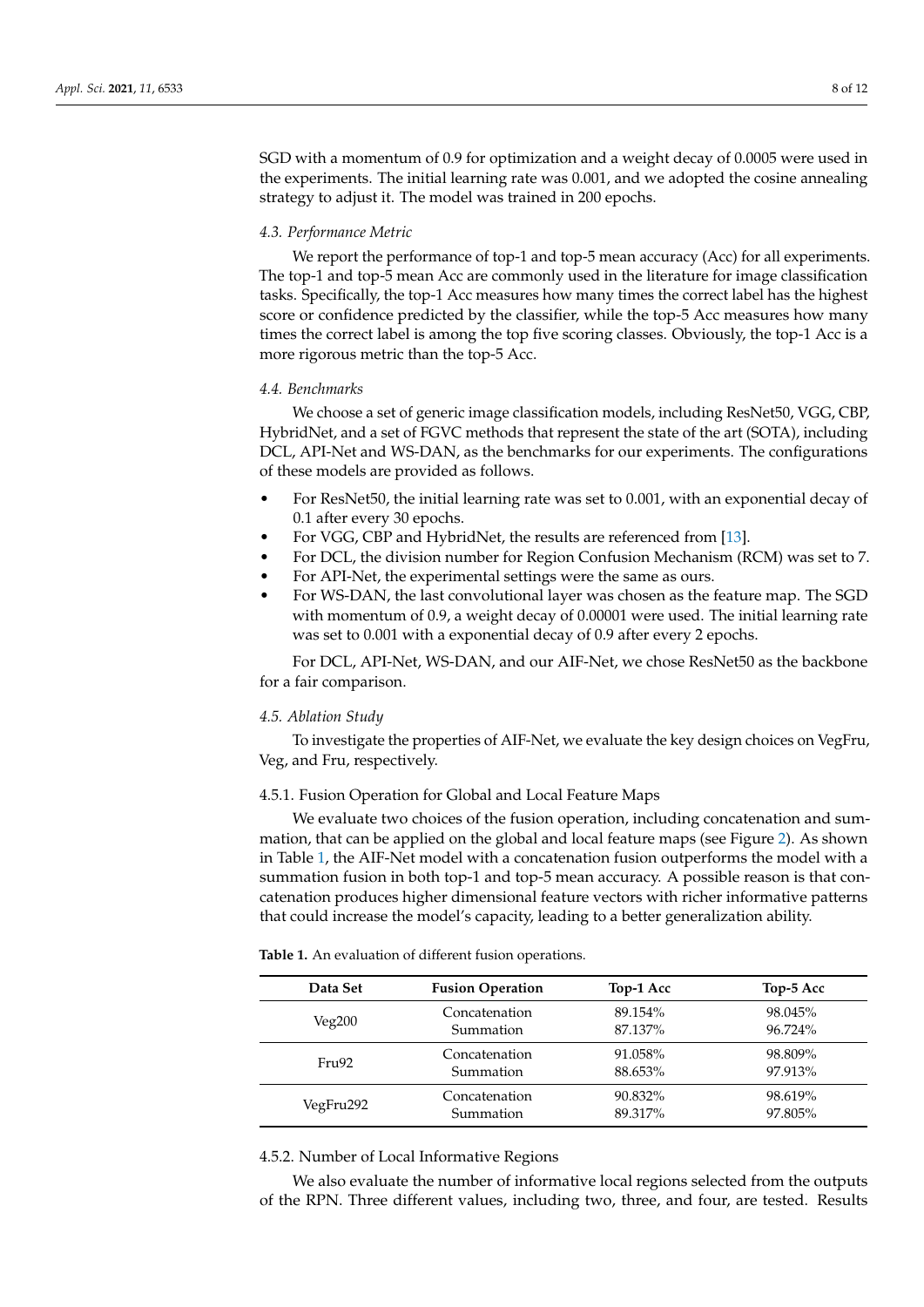SGD with a momentum of 0.9 for optimization and a weight decay of 0.0005 were used in the experiments. The initial learning rate was 0.001, and we adopted the cosine annealing strategy to adjust it. The model was trained in 200 epochs.

### *4.3. Performance Metric*

We report the performance of top-1 and top-5 mean accuracy (Acc) for all experiments. The top-1 and top-5 mean Acc are commonly used in the literature for image classification tasks. Specifically, the top-1 Acc measures how many times the correct label has the highest score or confidence predicted by the classifier, while the top-5 Acc measures how many times the correct label is among the top five scoring classes. Obviously, the top-1 Acc is a more rigorous metric than the top-5 Acc.

### *4.4. Benchmarks*

We choose a set of generic image classification models, including ResNet50, VGG, CBP, HybridNet, and a set of FGVC methods that represent the state of the art (SOTA), including DCL, API-Net and WS-DAN, as the benchmarks for our experiments. The configurations of these models are provided as follows.

- For ResNet50, the initial learning rate was set to 0.001, with an exponential decay of 0.1 after every 30 epochs.
- For VGG, CBP and HybridNet, the results are referenced from [13].
- For DCL, the division number for Region Confusion Mechanism (RCM) was set to 7.
- For API-Net, the experimental settings were the same as ours.
- For WS-DAN, the last convolutional layer was chosen as the feature map. The SGD with momentum of 0.9, a weight decay of 0.00001 were used. The initial learning rate was set to 0.001 with a exponential decay of 0.9 after every 2 epochs.

For DCL, API-Net, WS-DAN, and our AIF-Net, we chose ResNet50 as the backbone for a fair comparison.

### *4.5. Ablation Study*

To investigate the properties of AIF-Net, we evaluate the key design choices on VegFru, Veg, and Fru, respectively.

#### 4.5.1. Fusion Operation for Global and Local Feature Maps

We evaluate two choices of the fusion operation, including concatenation and summation, that can be applied on the global and local feature maps (see Figure 2). As shown in Table 1, the AIF-Net model with a concatenation fusion outperforms the model with a summation fusion in both top-1 and top-5 mean accuracy. A possible reason is that concatenation produces higher dimensional feature vectors with richer informative patterns that could increase the model's capacity, leading to a better generalization ability.

**Table 1.** An evaluation of different fusion operations.

| Data Set | Fusion Operation | Top-1 Acc | Top-5 Acc |
|---|---|---|---|
| Veg200 | Concatenation | 89.154% | 98.045% |
| | Summation | 87.137% | 96.724% |
| Fru92 | Concatenation | 91.058% | 98.809% |
| | Summation | 88.653% | 97.913% |
| VegFru292 | Concatenation | 90.832% | 98.619% |
| | Summation | 89.317% | 97.805% |

#### 4.5.2. Number of Local Informative Regions

We also evaluate the number of informative local regions selected from the outputs of the RPN. Three different values, including two, three, and four, are tested. Results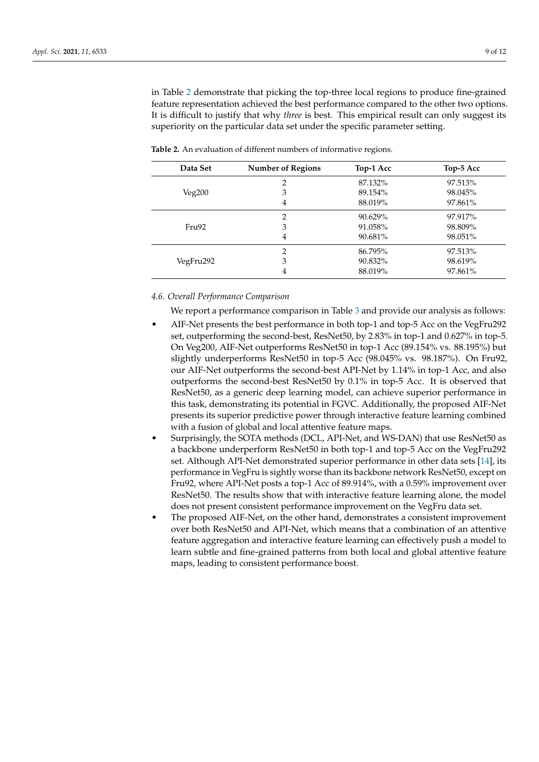in Table 2 demonstrate that picking the top-three local regions to produce fine-grained feature representation achieved the best performance compared to the other two options. It is difficult to justify that why *three* is best. This empirical result can only suggest its superiority on the particular data set under the specific parameter setting.

**Table 2.** An evaluation of different numbers of informative regions.

| Data Set | Number of Regions | Top-1 Acc | Top-5 Acc |
|---|---|---|---|
| Veg200 | 2 | 87.132% | 97.513% |
| | 3 | 89.154% | 98.045% |
| | 4 | 88.019% | 97.861% |
| Fru92 | 2 | 90.629% | 97.917% |
| | 3 | 91.058% | 98.809% |
| | 4 | 90.681% | 98.051% |
| VegFru292 | 2 | 86.795% | 97.513% |
| | 3 | 90.832% | 98.619% |
| | 4 | 88.019% | 97.861% |

### *4.6. Overall Performance Comparison*

We report a performance comparison in Table 3 and provide our analysis as follows:

- AIF-Net presents the best performance in both top-1 and top-5 Acc on the VegFru292 set, outperforming the second-best, ResNet50, by 2.83% in top-1 and 0.627% in top-5. On Veg200, AIF-Net outperforms ResNet50 in top-1 Acc (89.154% vs. 88.195%) but slightly underperforms ResNet50 in top-5 Acc (98.045% vs. 98.187%). On Fru92, our AIF-Net outperforms the second-best API-Net by 1.14% in top-1 Acc, and also outperforms the second-best ResNet50 by 0.1% in top-5 Acc. It is observed that ResNet50, as a generic deep learning model, can achieve superior performance in this task, demonstrating its potential in FGVC. Additionally, the proposed AIF-Net presents its superior predictive power through interactive feature learning combined with a fusion of global and local attentive feature maps.
- Surprisingly, the SOTA methods (DCL, API-Net, and WS-DAN) that use ResNet50 as a backbone underperform ResNet50 in both top-1 and top-5 Acc on the VegFru292 set. Although API-Net demonstrated superior performance in other data sets [14], its performance in VegFru is sightly worse than its backbone network ResNet50, except on Fru92, where API-Net posts a top-1 Acc of 89.914%, with a 0.59% improvement over ResNet50. The results show that with interactive feature learning alone, the model does not present consistent performance improvement on the VegFru data set.
- The proposed AIF-Net, on the other hand, demonstrates a consistent improvement over both ResNet50 and API-Net, which means that a combination of an attentive feature aggregation and interactive feature learning can effectively push a model to learn subtle and fine-grained patterns from both local and global attentive feature maps, leading to consistent performance boost.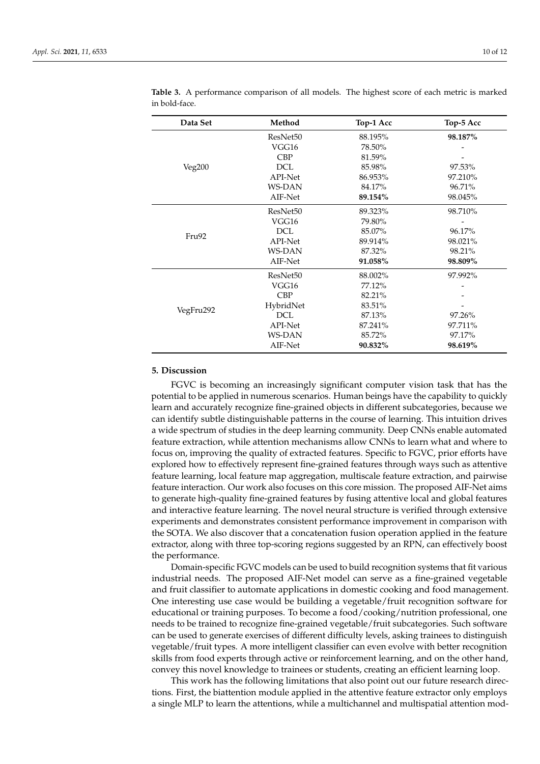**Table 3.** A performance comparison of all models. The highest score of each metric is marked in bold-face.

| Data Set | Method | Top-1 Acc | Top-5 Acc |
|---|---|---|---|
| Veg200 | ResNet50 | 88.195% | **98.187%** |
| | VGG16 | 78.50% | - |
| | CBP | 81.59% | - |
| | DCL | 85.98% | 97.53% |
| | API-Net | 86.953% | 97.210% |
| | WS-DAN | 84.17% | 96.71% |
| | AIF-Net | **89.154%** | 98.045% |
| Fru92 | ResNet50 | 89.323% | 98.710% |
| | VGG16 | 79.80% | - |
| | DCL | 85.07% | 96.17% |
| | API-Net | 89.914% | 98.021% |
| | WS-DAN | 87.32% | 98.21% |
| | AIF-Net | **91.058%** | **98.809%** |
| VegFru292 | ResNet50 | 88.002% | 97.992% |
| | VGG16 | 77.12% | - |
| | CBP | 82.21% | - |
| | HybridNet | 83.51% | - |
| | DCL | 87.13% | 97.26% |
| | API-Net | 87.241% | 97.711% |
| | WS-DAN | 85.72% | 97.17% |
| | AIF-Net | **90.832%** | **98.619%** |

## 5. Discussion

FGVC is becoming an increasingly significant computer vision task that has the potential to be applied in numerous scenarios. Human beings have the capability to quickly learn and accurately recognize fine-grained objects in different subcategories, because we can identify subtle distinguishable patterns in the course of learning. This intuition drives a wide spectrum of studies in the deep learning community. Deep CNNs enable automated feature extraction, while attention mechanisms allow CNNs to learn what and where to focus on, improving the quality of extracted features. Specific to FGVC, prior efforts have explored how to effectively represent fine-grained features through ways such as attentive feature learning, local feature map aggregation, multiscale feature extraction, and pairwise feature interaction. Our work also focuses on this core mission. The proposed AIF-Net aims to generate high-quality fine-grained features by fusing attentive local and global features and interactive feature learning. The novel neural structure is verified through extensive experiments and demonstrates consistent performance improvement in comparison with the SOTA. We also discover that a concatenation fusion operation applied in the feature extractor, along with three top-scoring regions suggested by an RPN, can effectively boost the performance.

Domain-specific FGVC models can be used to build recognition systems that fit various industrial needs. The proposed AIF-Net model can serve as a fine-grained vegetable and fruit classifier to automate applications in domestic cooking and food management. One interesting use case would be building a vegetable/fruit recognition software for educational or training purposes. To become a food/cooking/nutrition professional, one needs to be trained to recognize fine-grained vegetable/fruit subcategories. Such software can be used to generate exercises of different difficulty levels, asking trainees to distinguish vegetable/fruit types. A more intelligent classifier can even evolve with better recognition skills from food experts through active or reinforcement learning, and on the other hand, convey this novel knowledge to trainees or students, creating an efficient learning loop.

This work has the following limitations that also point out our future research directions. First, the biattention module applied in the attentive feature extractor only employs a single MLP to learn the attentions, while a multichannel and multispatial attention mod-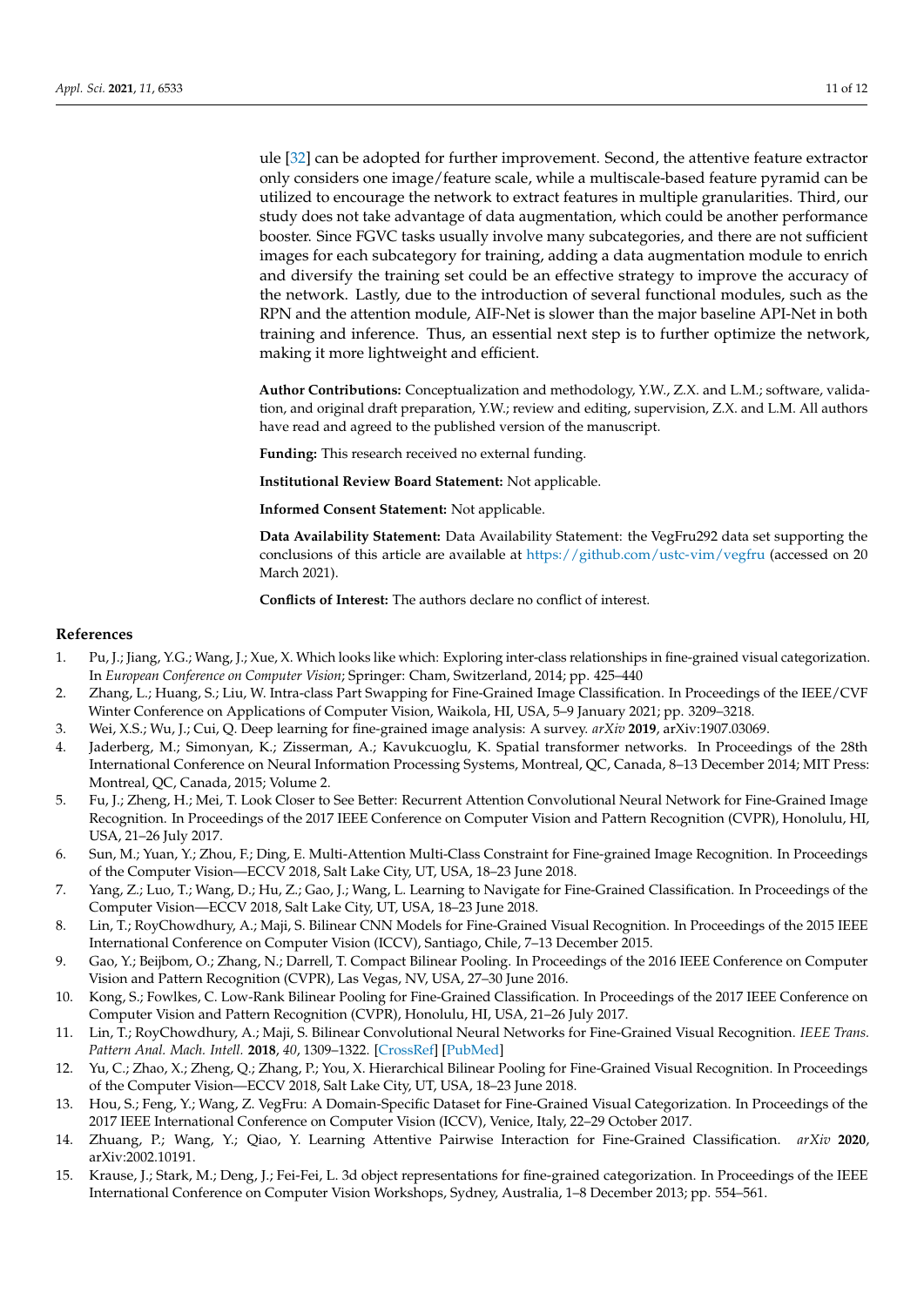ule [32] can be adopted for further improvement. Second, the attentive feature extractor only considers one image/feature scale, while a multiscale-based feature pyramid can be utilized to encourage the network to extract features in multiple granularities. Third, our study does not take advantage of data augmentation, which could be another performance booster. Since FGVC tasks usually involve many subcategories, and there are not sufficient images for each subcategory for training, adding a data augmentation module to enrich and diversify the training set could be an effective strategy to improve the accuracy of the network. Lastly, due to the introduction of several functional modules, such as the RPN and the attention module, AIF-Net is slower than the major baseline API-Net in both training and inference. Thus, an essential next step is to further optimize the network, making it more lightweight and efficient.

**Author Contributions:** Conceptualization and methodology, Y.W., Z.X. and L.M.; software, validation, and original draft preparation, Y.W.; review and editing, supervision, Z.X. and L.M. All authors have read and agreed to the published version of the manuscript.

**Funding:** This research received no external funding.

**Institutional Review Board Statement:** Not applicable.

**Informed Consent Statement:** Not applicable.

**Data Availability Statement:** Data Availability Statement: the VegFru292 data set supporting the conclusions of this article are available at https://github.com/ustc-vim/vegfru (accessed on 20 March 2021).

**Conflicts of Interest:** The authors declare no conflict of interest.

## References

1. Pu, J.; Jiang, Y.G.; Wang, J.; Xue, X. Which looks like which: Exploring inter-class relationships in fine-grained visual categorization. In *European Conference on Computer Vision*; Springer: Cham, Switzerland, 2014; pp. 425–440
2. Zhang, L.; Huang, S.; Liu, W. Intra-class Part Swapping for Fine-Grained Image Classification. In Proceedings of the IEEE/CVF Winter Conference on Applications of Computer Vision, Waikola, HI, USA, 5–9 January 2021; pp. 3209–3218.
3. Wei, X.S.; Wu, J.; Cui, Q. Deep learning for fine-grained image analysis: A survey. *arXiv* **2019**, arXiv:1907.03069.
4. Jaderberg, M.; Simonyan, K.; Zisserman, A.; Kavukcuoglu, K. Spatial transformer networks. In Proceedings of the 28th International Conference on Neural Information Processing Systems, Montreal, QC, Canada, 8–13 December 2014; MIT Press: Montreal, QC, Canada, 2015; Volume 2.
5. Fu, J.; Zheng, H.; Mei, T. Look Closer to See Better: Recurrent Attention Convolutional Neural Network for Fine-Grained Image Recognition. In Proceedings of the 2017 IEEE Conference on Computer Vision and Pattern Recognition (CVPR), Honolulu, HI, USA, 21–26 July 2017.
6. Sun, M.; Yuan, Y.; Zhou, F.; Ding, E. Multi-Attention Multi-Class Constraint for Fine-grained Image Recognition. In Proceedings of the Computer Vision—ECCV 2018, Salt Lake City, UT, USA, 18–23 June 2018.
7. Yang, Z.; Luo, T.; Wang, D.; Hu, Z.; Gao, J.; Wang, L. Learning to Navigate for Fine-Grained Classification. In Proceedings of the Computer Vision—ECCV 2018, Salt Lake City, UT, USA, 18–23 June 2018.
8. Lin, T.; RoyChowdhury, A.; Maji, S. Bilinear CNN Models for Fine-Grained Visual Recognition. In Proceedings of the 2015 IEEE International Conference on Computer Vision (ICCV), Santiago, Chile, 7–13 December 2015.
9. Gao, Y.; Beijbom, O.; Zhang, N.; Darrell, T. Compact Bilinear Pooling. In Proceedings of the 2016 IEEE Conference on Computer Vision and Pattern Recognition (CVPR), Las Vegas, NV, USA, 27–30 June 2016.
10. Kong, S.; Fowlkes, C. Low-Rank Bilinear Pooling for Fine-Grained Classification. In Proceedings of the 2017 IEEE Conference on Computer Vision and Pattern Recognition (CVPR), Honolulu, HI, USA, 21–26 July 2017.
11. Lin, T.; RoyChowdhury, A.; Maji, S. Bilinear Convolutional Neural Networks for Fine-Grained Visual Recognition. *IEEE Trans. Pattern Anal. Mach. Intell.* **2018**, *40*, 1309–1322. [CrossRef] [PubMed]
12. Yu, C.; Zhao, X.; Zheng, Q.; Zhang, P.; You, X. Hierarchical Bilinear Pooling for Fine-Grained Visual Recognition. In Proceedings of the Computer Vision—ECCV 2018, Salt Lake City, UT, USA, 18–23 June 2018.
13. Hou, S.; Feng, Y.; Wang, Z. VegFru: A Domain-Specific Dataset for Fine-Grained Visual Categorization. In Proceedings of the 2017 IEEE International Conference on Computer Vision (ICCV), Venice, Italy, 22–29 October 2017.
14. Zhuang, P.; Wang, Y.; Qiao, Y. Learning Attentive Pairwise Interaction for Fine-Grained Classification. *arXiv* **2020**, arXiv:2002.10191.
15. Krause, J.; Stark, M.; Deng, J.; Fei-Fei, L. 3d object representations for fine-grained categorization. In Proceedings of the IEEE International Conference on Computer Vision Workshops, Sydney, Australia, 1–8 December 2013; pp. 554–561.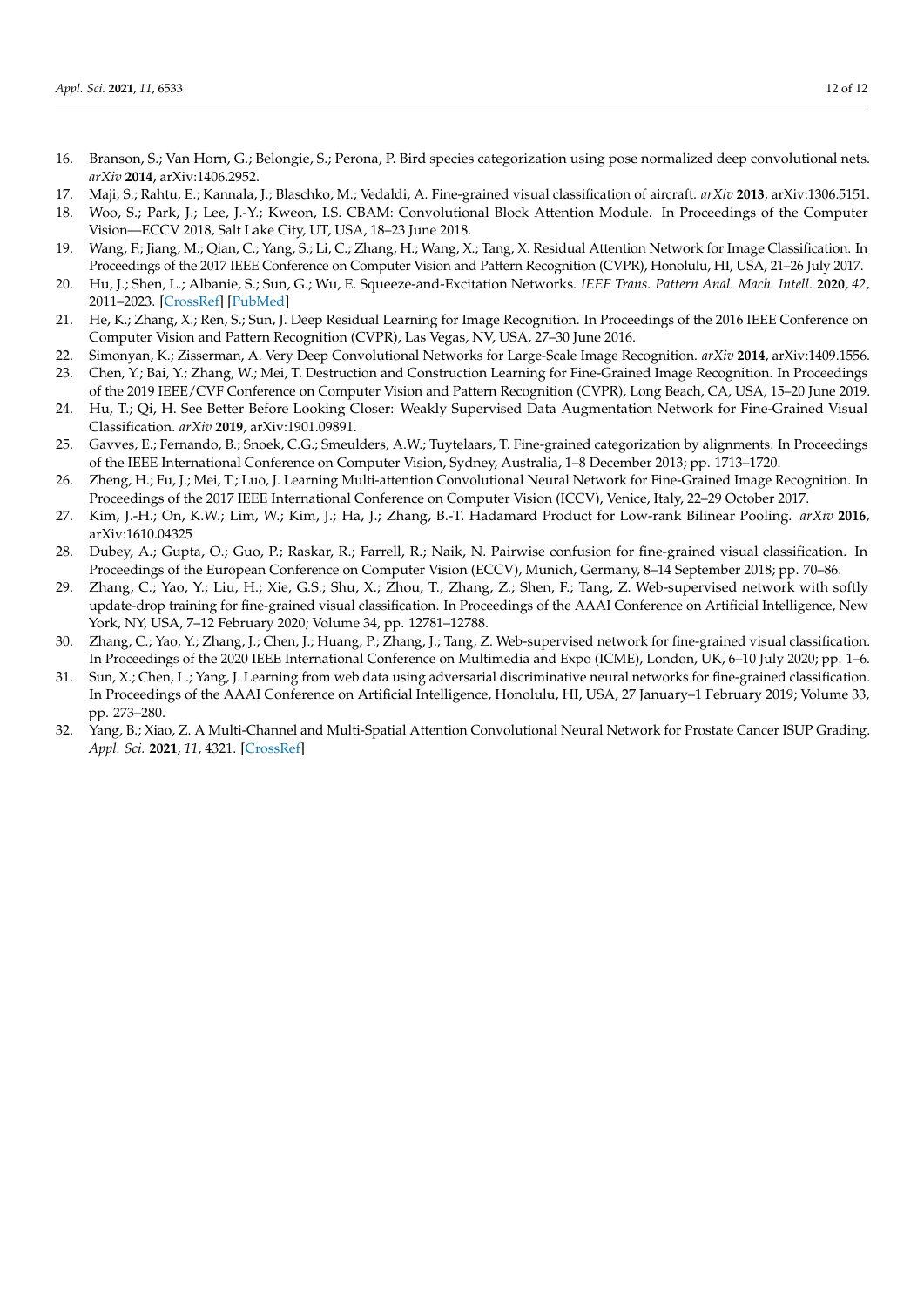16. Branson, S.; Van Horn, G.; Belongie, S.; Perona, P. Bird species categorization using pose normalized deep convolutional nets. *arXiv* **2014**, arXiv:1406.2952.
17. Maji, S.; Rahtu, E.; Kannala, J.; Blaschko, M.; Vedaldi, A. Fine-grained visual classification of aircraft. *arXiv* **2013**, arXiv:1306.5151.
18. Woo, S.; Park, J.; Lee, J.-Y.; Kweon, I.S. CBAM: Convolutional Block Attention Module. In Proceedings of the Computer Vision—ECCV 2018, Salt Lake City, UT, USA, 18–23 June 2018.
19. Wang, F.; Jiang, M.; Qian, C.; Yang, S.; Li, C.; Zhang, H.; Wang, X.; Tang, X. Residual Attention Network for Image Classification. In Proceedings of the 2017 IEEE Conference on Computer Vision and Pattern Recognition (CVPR), Honolulu, HI, USA, 21–26 July 2017.
20. Hu, J.; Shen, L.; Albanie, S.; Sun, G.; Wu, E. Squeeze-and-Excitation Networks. *IEEE Trans. Pattern Anal. Mach. Intell.* **2020**, *42*, 2011–2023. [CrossRef] [PubMed]
21. He, K.; Zhang, X.; Ren, S.; Sun, J. Deep Residual Learning for Image Recognition. In Proceedings of the 2016 IEEE Conference on Computer Vision and Pattern Recognition (CVPR), Las Vegas, NV, USA, 27–30 June 2016.
22. Simonyan, K.; Zisserman, A. Very Deep Convolutional Networks for Large-Scale Image Recognition. *arXiv* **2014**, arXiv:1409.1556.
23. Chen, Y.; Bai, Y.; Zhang, W.; Mei, T. Destruction and Construction Learning for Fine-Grained Image Recognition. In Proceedings of the 2019 IEEE/CVF Conference on Computer Vision and Pattern Recognition (CVPR), Long Beach, CA, USA, 15–20 June 2019.
24. Hu, T.; Qi, H. See Better Before Looking Closer: Weakly Supervised Data Augmentation Network for Fine-Grained Visual Classification. *arXiv* **2019**, arXiv:1901.09891.
25. Gavves, E.; Fernando, B.; Snoek, C.G.; Smeulders, A.W.; Tuytelaars, T. Fine-grained categorization by alignments. In Proceedings of the IEEE International Conference on Computer Vision, Sydney, Australia, 1–8 December 2013; pp. 1713–1720.
26. Zheng, H.; Fu, J.; Mei, T.; Luo, J. Learning Multi-attention Convolutional Neural Network for Fine-Grained Image Recognition. In Proceedings of the 2017 IEEE International Conference on Computer Vision (ICCV), Venice, Italy, 22–29 October 2017.
27. Kim, J.-H.; On, K.W.; Lim, W.; Kim, J.; Ha, J.; Zhang, B.-T. Hadamard Product for Low-rank Bilinear Pooling. *arXiv* **2016**, arXiv:1610.04325
28. Dubey, A.; Gupta, O.; Guo, P.; Raskar, R.; Farrell, R.; Naik, N. Pairwise confusion for fine-grained visual classification. In Proceedings of the European Conference on Computer Vision (ECCV), Munich, Germany, 8–14 September 2018; pp. 70–86.
29. Zhang, C.; Yao, Y.; Liu, H.; Xie, G.S.; Shu, X.; Zhou, T.; Zhang, Z.; Shen, F.; Tang, Z. Web-supervised network with softly update-drop training for fine-grained visual classification. In Proceedings of the AAAI Conference on Artificial Intelligence, New York, NY, USA, 7–12 February 2020; Volume 34, pp. 12781–12788.
30. Zhang, C.; Yao, Y.; Zhang, J.; Chen, J.; Huang, P.; Zhang, J.; Tang, Z. Web-supervised network for fine-grained visual classification. In Proceedings of the 2020 IEEE International Conference on Multimedia and Expo (ICME), London, UK, 6–10 July 2020; pp. 1–6.
31. Sun, X.; Chen, L.; Yang, J. Learning from web data using adversarial discriminative neural networks for fine-grained classification. In Proceedings of the AAAI Conference on Artificial Intelligence, Honolulu, HI, USA, 27 January–1 February 2019; Volume 33, pp. 273–280.
32. Yang, B.; Xiao, Z. A Multi-Channel and Multi-Spatial Attention Convolutional Neural Network for Prostate Cancer ISUP Grading. *Appl. Sci.* **2021**, *11*, 4321. [CrossRef]